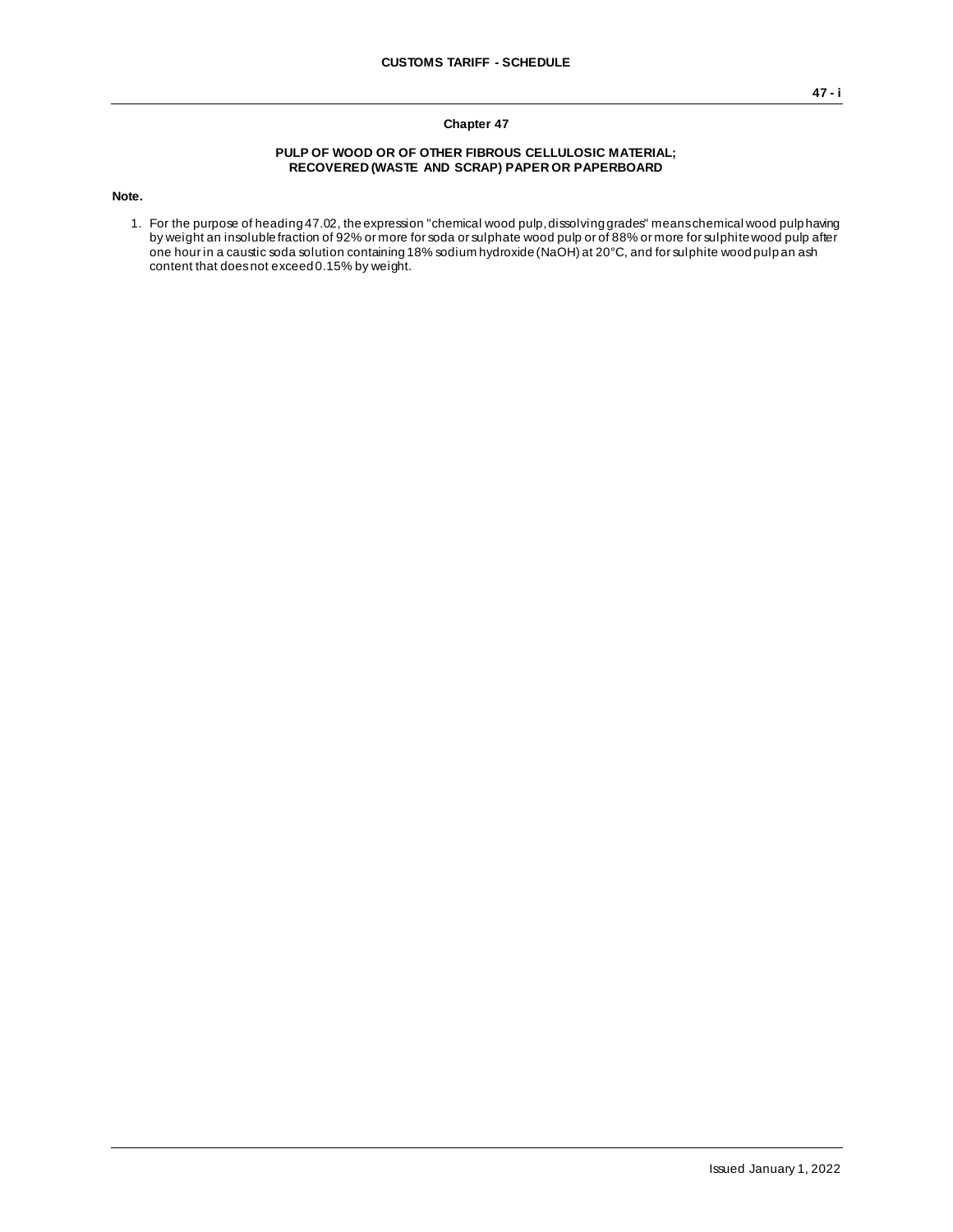# Chapter 47

## PULP OF WOOD OR OF OTHER FIBROUS CELLULOSIC MATERIAL; RECOVERED (WASTE AND SCRAP) PAPER OR PAPERBOARD

**Note.**

1. For the purpose of heading 47.02, the expression "chemical wood pulp, dissolving grades" means chemical wood pulp having by weight an insoluble fraction of 92% or more for soda or sulphate wood pulp or of 88% or more for sulphite wood pulp after one hour in a caustic soda solution containing 18% sodium hydroxide (NaOH) at 20°C, and for sulphite wood pulp an ash content that does not exceed 0.15% by weight.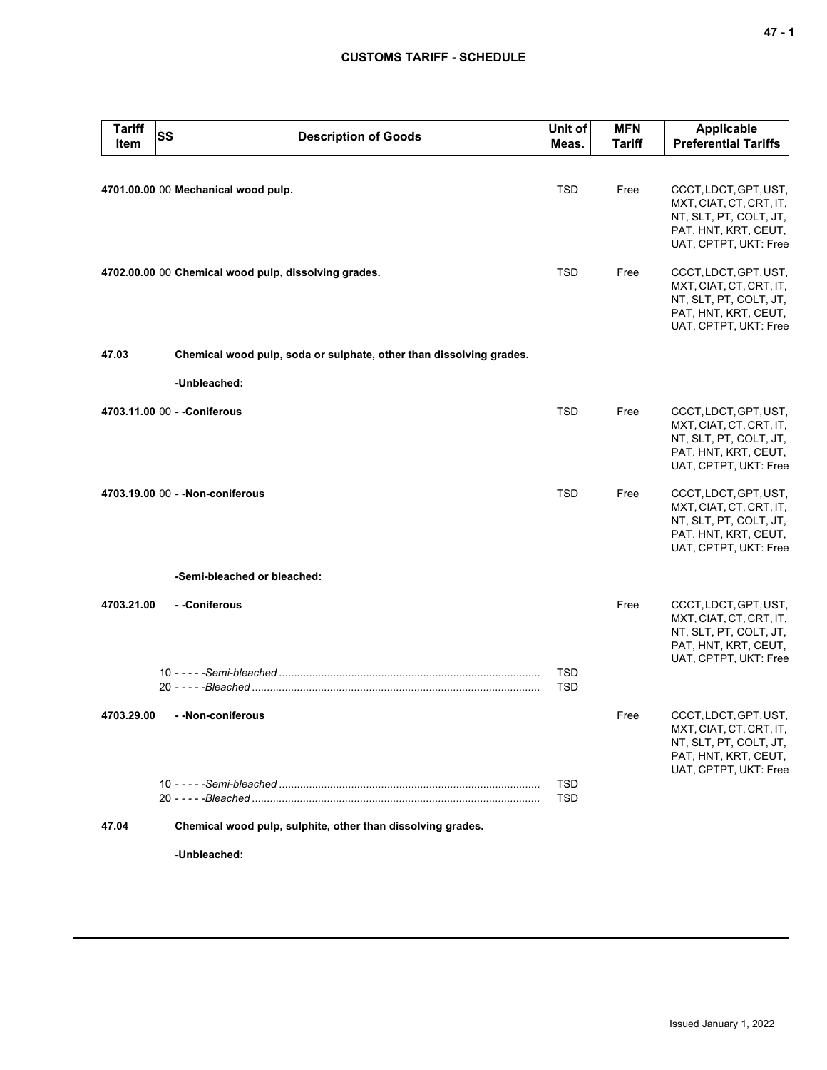## CUSTOMS TARIFF - SCHEDULE

| Tariff Item | SS | Description of Goods | Unit of Meas. | MFN Tariff | Applicable Preferential Tariffs |
|---|---|---|---|---|---|
| **4701.00.00** | 00 | **Mechanical wood pulp.** | TSD | Free | CCCT, LDCT, GPT, UST, MXT, CIAT, CT, CRT, IT, NT, SLT, PT, COLT, JT, PAT, HNT, KRT, CEUT, UAT, CPTPT, UKT: Free |
| **4702.00.00** | 00 | **Chemical wood pulp, dissolving grades.** | TSD | Free | CCCT, LDCT, GPT, UST, MXT, CIAT, CT, CRT, IT, NT, SLT, PT, COLT, JT, PAT, HNT, KRT, CEUT, UAT, CPTPT, UKT: Free |
| **47.03** | | **Chemical wood pulp, soda or sulphate, other than dissolving grades.** | | | |
| | | **-Unbleached:** | | | |
| **4703.11.00** | 00 | **- -Coniferous** | TSD | Free | CCCT, LDCT, GPT, UST, MXT, CIAT, CT, CRT, IT, NT, SLT, PT, COLT, JT, PAT, HNT, KRT, CEUT, UAT, CPTPT, UKT: Free |
| **4703.19.00** | 00 | **- -Non-coniferous** | TSD | Free | CCCT, LDCT, GPT, UST, MXT, CIAT, CT, CRT, IT, NT, SLT, PT, COLT, JT, PAT, HNT, KRT, CEUT, UAT, CPTPT, UKT: Free |
| | | **-Semi-bleached or bleached:** | | | |
| **4703.21.00** | | **- -Coniferous** | | Free | CCCT, LDCT, GPT, UST, MXT, CIAT, CT, CRT, IT, NT, SLT, PT, COLT, JT, PAT, HNT, KRT, CEUT, UAT, CPTPT, UKT: Free |
| | 10 | - - - - -*Semi-bleached* | TSD | | |
| | 20 | - - - - -*Bleached* | TSD | | |
| **4703.29.00** | | **- -Non-coniferous** | | Free | CCCT, LDCT, GPT, UST, MXT, CIAT, CT, CRT, IT, NT, SLT, PT, COLT, JT, PAT, HNT, KRT, CEUT, UAT, CPTPT, UKT: Free |
| | 10 | - - - - -*Semi-bleached* | TSD | | |
| | 20 | - - - - -*Bleached* | TSD | | |
| **47.04** | | **Chemical wood pulp, sulphite, other than dissolving grades.** | | | |
| | | **-Unbleached:** | | | |

Issued January 1, 2022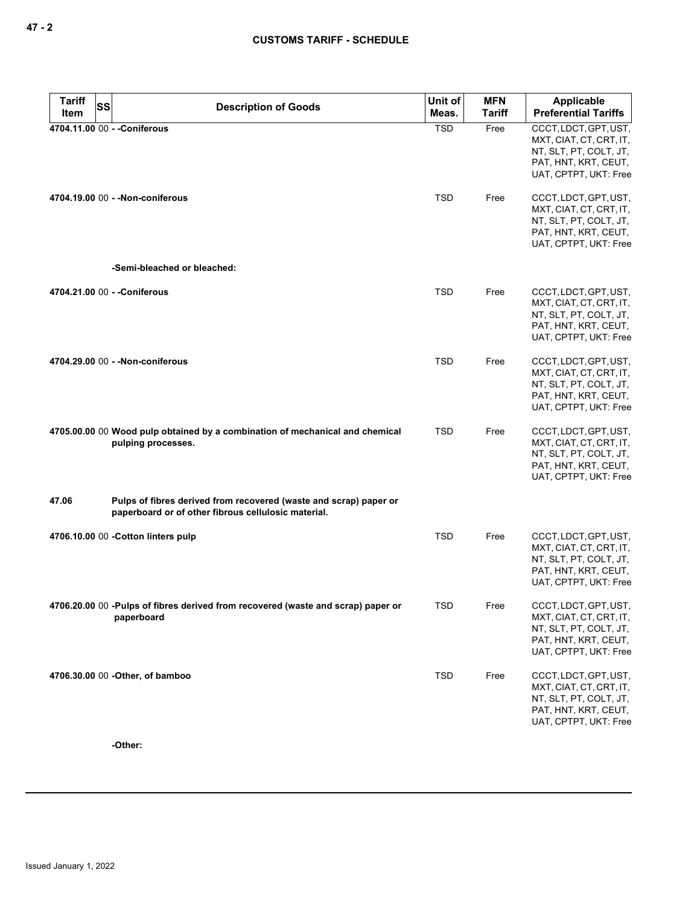| Tariff Item | SS | Description of Goods | Unit of Meas. | MFN Tariff | Applicable Preferential Tariffs |
|---|---|---|---|---|---|
| 4704.11.00 | 00 | - -Coniferous | TSD | Free | CCCT, LDCT, GPT, UST, MXT, CIAT, CT, CRT, IT, NT, SLT, PT, COLT, JT, PAT, HNT, KRT, CEUT, UAT, CPTPT, UKT: Free |
| 4704.19.00 | 00 | - -Non-coniferous | TSD | Free | CCCT, LDCT, GPT, UST, MXT, CIAT, CT, CRT, IT, NT, SLT, PT, COLT, JT, PAT, HNT, KRT, CEUT, UAT, CPTPT, UKT: Free |
| | | -Semi-bleached or bleached: | | | |
| 4704.21.00 | 00 | - -Coniferous | TSD | Free | CCCT, LDCT, GPT, UST, MXT, CIAT, CT, CRT, IT, NT, SLT, PT, COLT, JT, PAT, HNT, KRT, CEUT, UAT, CPTPT, UKT: Free |
| 4704.29.00 | 00 | - -Non-coniferous | TSD | Free | CCCT, LDCT, GPT, UST, MXT, CIAT, CT, CRT, IT, NT, SLT, PT, COLT, JT, PAT, HNT, KRT, CEUT, UAT, CPTPT, UKT: Free |
| 4705.00.00 | 00 | Wood pulp obtained by a combination of mechanical and chemical pulping processes. | TSD | Free | CCCT, LDCT, GPT, UST, MXT, CIAT, CT, CRT, IT, NT, SLT, PT, COLT, JT, PAT, HNT, KRT, CEUT, UAT, CPTPT, UKT: Free |
| 47.06 | | Pulps of fibres derived from recovered (waste and scrap) paper or paperboard or of other fibrous cellulosic material. | | | |
| 4706.10.00 | 00 | -Cotton linters pulp | TSD | Free | CCCT, LDCT, GPT, UST, MXT, CIAT, CT, CRT, IT, NT, SLT, PT, COLT, JT, PAT, HNT, KRT, CEUT, UAT, CPTPT, UKT: Free |
| 4706.20.00 | 00 | -Pulps of fibres derived from recovered (waste and scrap) paper or paperboard | TSD | Free | CCCT, LDCT, GPT, UST, MXT, CIAT, CT, CRT, IT, NT, SLT, PT, COLT, JT, PAT, HNT, KRT, CEUT, UAT, CPTPT, UKT: Free |
| 4706.30.00 | 00 | -Other, of bamboo | TSD | Free | CCCT, LDCT, GPT, UST, MXT, CIAT, CT, CRT, IT, NT, SLT, PT, COLT, JT, PAT, HNT, KRT, CEUT, UAT, CPTPT, UKT: Free |
| | | -Other: | | | |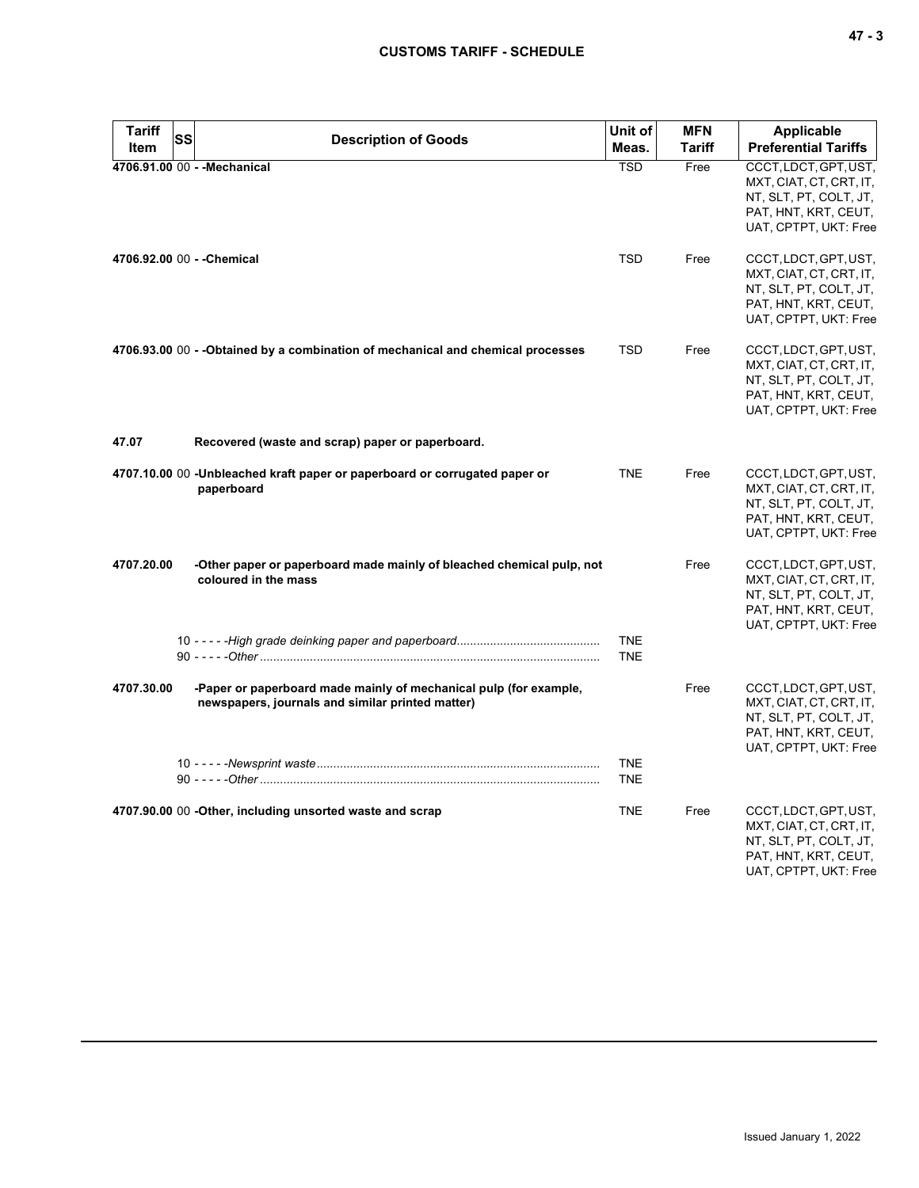| Tariff Item | SS | Description of Goods | Unit of Meas. | MFN Tariff | Applicable Preferential Tariffs |
|---|---|---|---|---|---|
| 4706.91.00 | 00 | - -Mechanical | TSD | Free | CCCT, LDCT, GPT, UST, MXT, CIAT, CT, CRT, IT, NT, SLT, PT, COLT, JT, PAT, HNT, KRT, CEUT, UAT, CPTPT, UKT: Free |
| 4706.92.00 | 00 | - -Chemical | TSD | Free | CCCT, LDCT, GPT, UST, MXT, CIAT, CT, CRT, IT, NT, SLT, PT, COLT, JT, PAT, HNT, KRT, CEUT, UAT, CPTPT, UKT: Free |
| 4706.93.00 | 00 | - -Obtained by a combination of mechanical and chemical processes | TSD | Free | CCCT, LDCT, GPT, UST, MXT, CIAT, CT, CRT, IT, NT, SLT, PT, COLT, JT, PAT, HNT, KRT, CEUT, UAT, CPTPT, UKT: Free |
| 47.07 | | Recovered (waste and scrap) paper or paperboard. | | | |
| 4707.10.00 | 00 | -Unbleached kraft paper or paperboard or corrugated paper or paperboard | TNE | Free | CCCT, LDCT, GPT, UST, MXT, CIAT, CT, CRT, IT, NT, SLT, PT, COLT, JT, PAT, HNT, KRT, CEUT, UAT, CPTPT, UKT: Free |
| 4707.20.00 | | -Other paper or paperboard made mainly of bleached chemical pulp, not coloured in the mass | | Free | CCCT, LDCT, GPT, UST, MXT, CIAT, CT, CRT, IT, NT, SLT, PT, COLT, JT, PAT, HNT, KRT, CEUT, UAT, CPTPT, UKT: Free |
| | 10 | - - - - -*High grade deinking paper and paperboard* | TNE | | |
| | 90 | - - - - -*Other* | TNE | | |
| 4707.30.00 | | -Paper or paperboard made mainly of mechanical pulp (for example, newspapers, journals and similar printed matter) | | Free | CCCT, LDCT, GPT, UST, MXT, CIAT, CT, CRT, IT, NT, SLT, PT, COLT, JT, PAT, HNT, KRT, CEUT, UAT, CPTPT, UKT: Free |
| | 10 | - - - - -*Newsprint waste* | TNE | | |
| | 90 | - - - - -*Other* | TNE | | |
| 4707.90.00 | 00 | -Other, including unsorted waste and scrap | TNE | Free | CCCT, LDCT, GPT, UST, MXT, CIAT, CT, CRT, IT, NT, SLT, PT, COLT, JT, PAT, HNT, KRT, CEUT, UAT, CPTPT, UKT: Free |